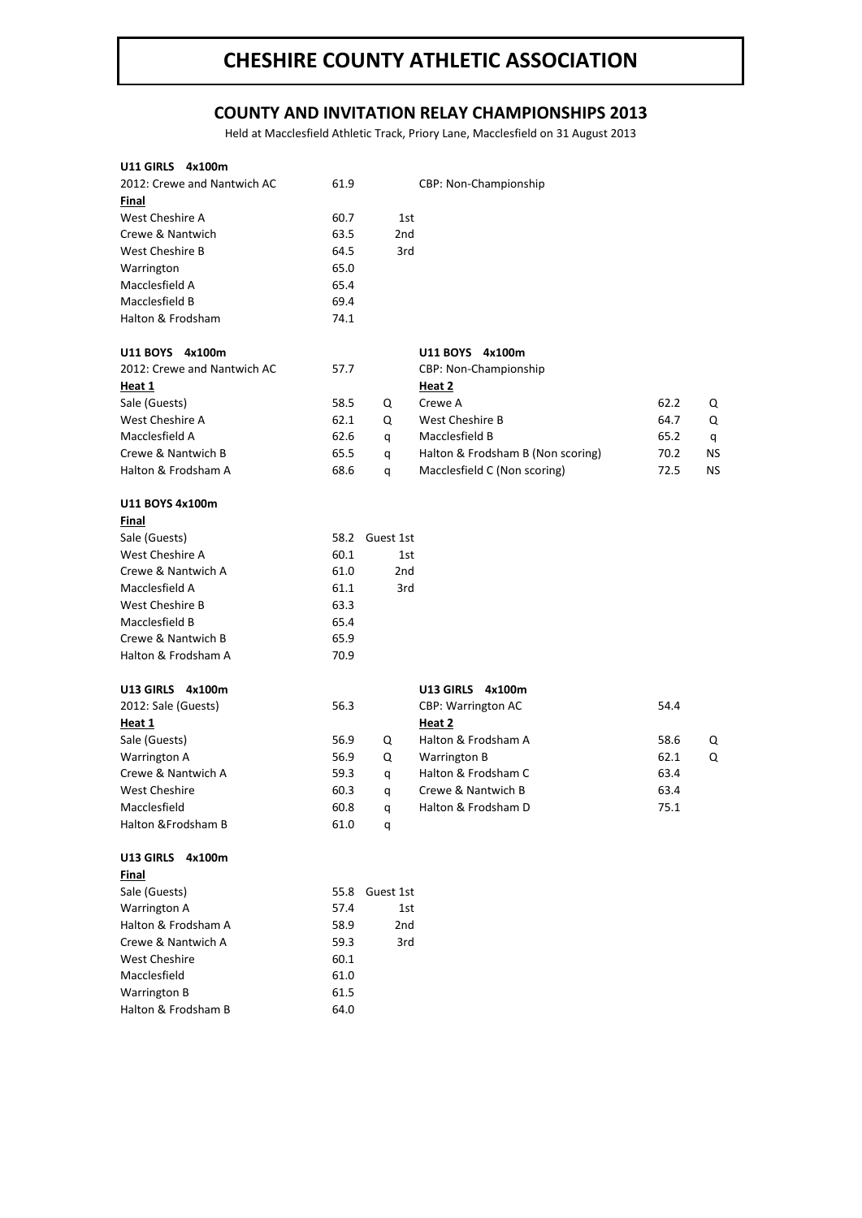# CHESHIRE COUNTY ATHLETIC ASSOCIATION

## COUNTY AND INVITATION RELAY CHAMPIONSHIPS 2013

Held at Macclesfield Athletic Track, Priory Lane, Macclesfield on 31 August 2013

### U11 GIRLS 4x100m

2012: Crewe and Nantwich AC 61.9 — CBP: Non-Championship

**Final**

| Team | Time | Place |
|---|---|---|
| West Cheshire A | 60.7 | 1st |
| Crewe & Nantwich | 63.5 | 2nd |
| West Cheshire B | 64.5 | 3rd |
| Warrington | 65.0 | |
| Macclesfield A | 65.4 | |
| Macclesfield B | 69.4 | |
| Halton & Frodsham | 74.1 | |

### U11 BOYS 4x100m

2012: Crewe and Nantwich AC 57.7 — CBP: Non-Championship

**Heat 1**

| Team | Time | |
|---|---|---|
| Sale (Guests) | 58.5 | Q |
| West Cheshire A | 62.1 | Q |
| Macclesfield A | 62.6 | q |
| Crewe & Nantwich B | 65.5 | q |
| Halton & Frodsham A | 68.6 | q |

**Heat 2**

| Team | Time | |
|---|---|---|
| Crewe A | 62.2 | Q |
| West Cheshire B | 64.7 | Q |
| Macclesfield B | 65.2 | q |
| Halton & Frodsham B (Non scoring) | 70.2 | NS |
| Macclesfield C (Non scoring) | 72.5 | NS |

### U11 BOYS 4x100m

**Final**

| Team | Time | Place |
|---|---|---|
| Sale (Guests) | 58.2 | Guest 1st |
| West Cheshire A | 60.1 | 1st |
| Crewe & Nantwich A | 61.0 | 2nd |
| Macclesfield A | 61.1 | 3rd |
| West Cheshire B | 63.3 | |
| Macclesfield B | 65.4 | |
| Crewe & Nantwich B | 65.9 | |
| Halton & Frodsham A | 70.9 | |

### U13 GIRLS 4x100m

2012: Sale (Guests) 56.3 — CBP: Warrington AC 54.4

**Heat 1**

| Team | Time | |
|---|---|---|
| Sale (Guests) | 56.9 | Q |
| Warrington A | 56.9 | Q |
| Crewe & Nantwich A | 59.3 | q |
| West Cheshire | 60.3 | q |
| Macclesfield | 60.8 | q |
| Halton &Frodsham B | 61.0 | q |

**Heat 2**

| Team | Time | |
|---|---|---|
| Halton & Frodsham A | 58.6 | Q |
| Warrington B | 62.1 | Q |
| Halton & Frodsham C | 63.4 | |
| Crewe & Nantwich B | 63.4 | |
| Halton & Frodsham D | 75.1 | |

### U13 GIRLS 4x100m

**Final**

| Team | Time | Place |
|---|---|---|
| Sale (Guests) | 55.8 | Guest 1st |
| Warrington A | 57.4 | 1st |
| Halton & Frodsham A | 58.9 | 2nd |
| Crewe & Nantwich A | 59.3 | 3rd |
| West Cheshire | 60.1 | |
| Macclesfield | 61.0 | |
| Warrington B | 61.5 | |
| Halton & Frodsham B | 64.0 | |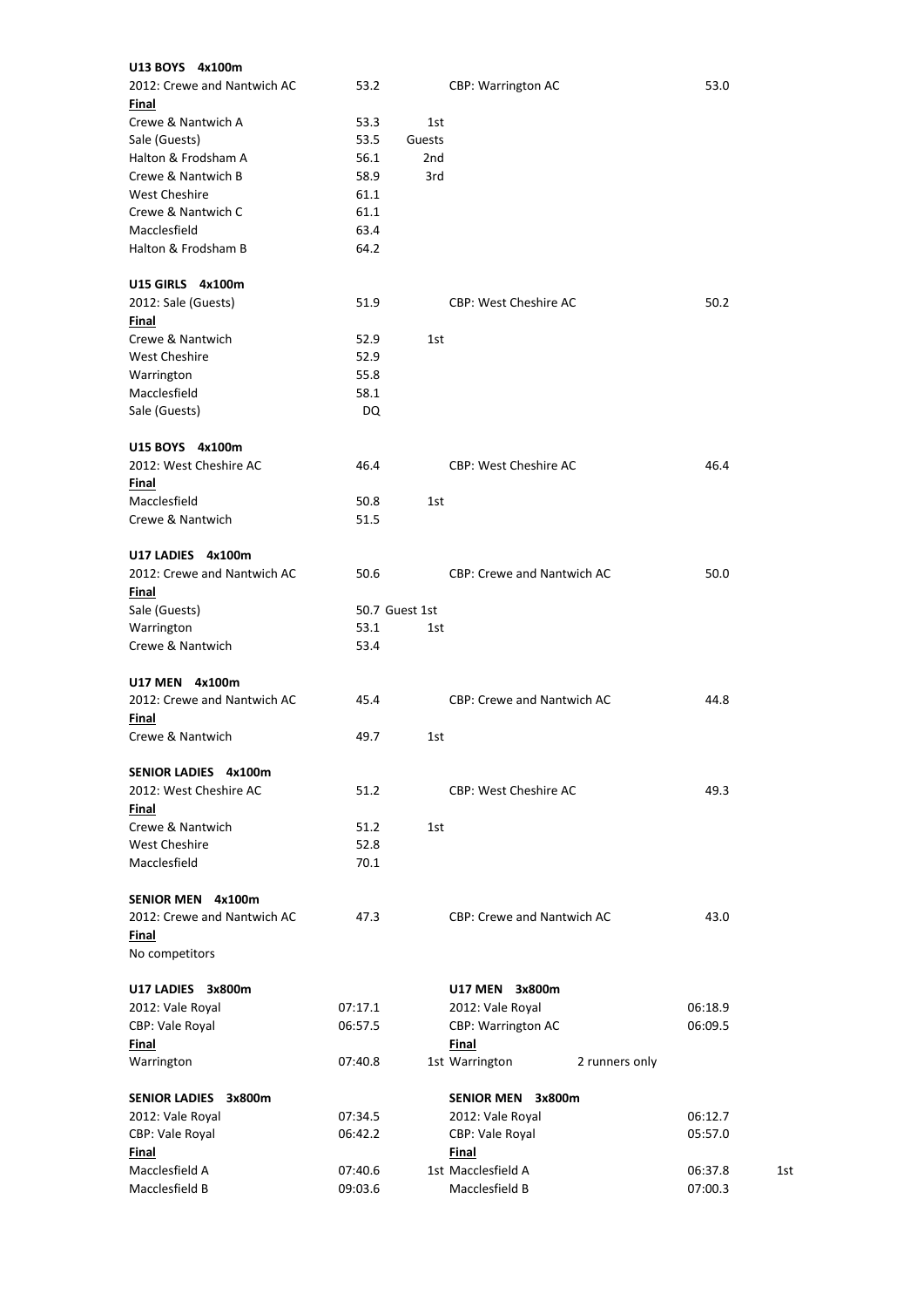**U13 BOYS 4x100m**

| | | | | |
|---|---|---|---|---|
| 2012: Crewe and Nantwich AC | 53.2 | | CBP: Warrington AC | 53.0 |
| **Final** | | | | |
| Crewe & Nantwich A | 53.3 | 1st | | |
| Sale (Guests) | 53.5 | Guests | | |
| Halton & Frodsham A | 56.1 | 2nd | | |
| Crewe & Nantwich B | 58.9 | 3rd | | |
| West Cheshire | 61.1 | | | |
| Crewe & Nantwich C | 61.1 | | | |
| Macclesfield | 63.4 | | | |
| Halton & Frodsham B | 64.2 | | | |

**U15 GIRLS 4x100m**

| | | | | |
|---|---|---|---|---|
| 2012: Sale (Guests) | 51.9 | | CBP: West Cheshire AC | 50.2 |
| **Final** | | | | |
| Crewe & Nantwich | 52.9 | 1st | | |
| West Cheshire | 52.9 | | | |
| Warrington | 55.8 | | | |
| Macclesfield | 58.1 | | | |
| Sale (Guests) | DQ | | | |

**U15 BOYS 4x100m**

| | | | | |
|---|---|---|---|---|
| 2012: West Cheshire AC | 46.4 | | CBP: West Cheshire AC | 46.4 |
| **Final** | | | | |
| Macclesfield | 50.8 | 1st | | |
| Crewe & Nantwich | 51.5 | | | |

**U17 LADIES 4x100m**

| | | | | |
|---|---|---|---|---|
| 2012: Crewe and Nantwich AC | 50.6 | | CBP: Crewe and Nantwich AC | 50.0 |
| **Final** | | | | |
| Sale (Guests) | 50.7 | Guest 1st | | |
| Warrington | 53.1 | 1st | | |
| Crewe & Nantwich | 53.4 | | | |

**U17 MEN 4x100m**

| | | | | |
|---|---|---|---|---|
| 2012: Crewe and Nantwich AC | 45.4 | | CBP: Crewe and Nantwich AC | 44.8 |
| **Final** | | | | |
| Crewe & Nantwich | 49.7 | 1st | | |

**SENIOR LADIES 4x100m**

| | | | | |
|---|---|---|---|---|
| 2012: West Cheshire AC | 51.2 | | CBP: West Cheshire AC | 49.3 |
| **Final** | | | | |
| Crewe & Nantwich | 51.2 | 1st | | |
| West Cheshire | 52.8 | | | |
| Macclesfield | 70.1 | | | |

**SENIOR MEN 4x100m**

| | | | | |
|---|---|---|---|---|
| 2012: Crewe and Nantwich AC | 47.3 | | CBP: Crewe and Nantwich AC | 43.0 |
| **Final** | | | | |
| No competitors | | | | |

**U17 LADIES 3x800m**

| | | |
|---|---|---|
| 2012: Vale Royal | 07:17.1 | |
| CBP: Vale Royal | 06:57.5 | |
| **Final** | | |
| Warrington | 07:40.8 | 1st |

**U17 MEN 3x800m**

| | | | |
|---|---|---|---|
| 2012: Vale Royal | | 06:18.9 | |
| CBP: Warrington AC | | 06:09.5 | |
| **Final** | | | |
| Warrington | 2 runners only | | |

**SENIOR LADIES 3x800m**

| | | |
|---|---|---|
| 2012: Vale Royal | 07:34.5 | |
| CBP: Vale Royal | 06:42.2 | |
| **Final** | | |
| Macclesfield A | 07:40.6 | 1st |
| Macclesfield B | 09:03.6 | |

**SENIOR MEN 3x800m**

| | | |
|---|---|---|
| 2012: Vale Royal | 06:12.7 | |
| CBP: Vale Royal | 05:57.0 | |
| **Final** | | |
| Macclesfield A | 06:37.8 | 1st |
| Macclesfield B | 07:00.3 | |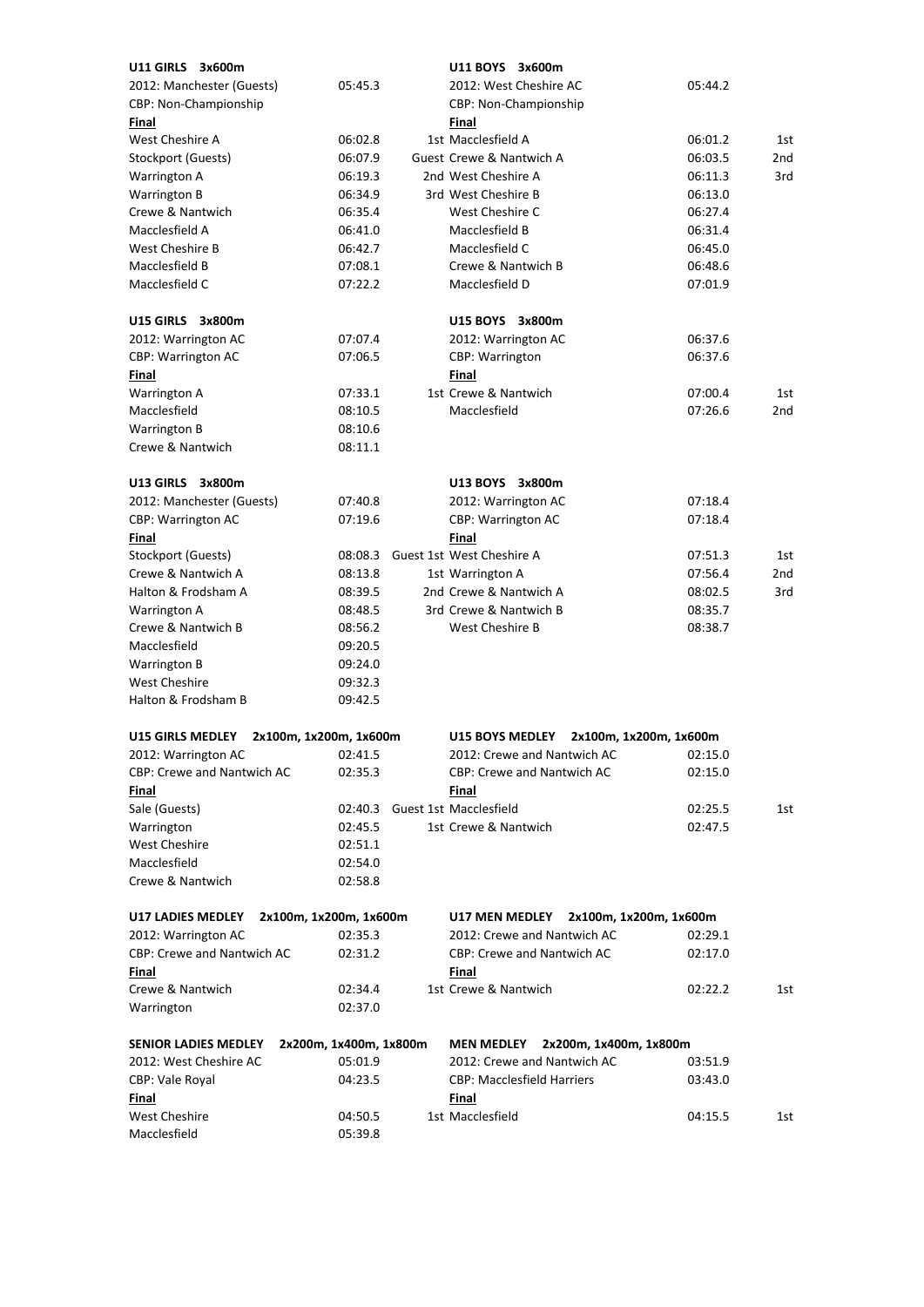## U11 GIRLS 3x600m

2012: Manchester (Guests) 05:45.3

CBP: Non-Championship

**Final**

| | | |
|---|---|---|
| West Cheshire A | 06:02.8 | 1st |
| Stockport (Guests) | 06:07.9 | Guest |
| Warrington A | 06:19.3 | 2nd |
| Warrington B | 06:34.9 | 3rd |
| Crewe & Nantwich | 06:35.4 | |
| Macclesfield A | 06:41.0 | |
| West Cheshire B | 06:42.7 | |
| Macclesfield B | 07:08.1 | |
| Macclesfield C | 07:22.2 | |

## U11 BOYS 3x600m

2012: West Cheshire AC 05:44.2

CBP: Non-Championship

**Final**

| | | |
|---|---|---|
| Macclesfield A | 06:01.2 | 1st |
| Crewe & Nantwich A | 06:03.5 | 2nd |
| West Cheshire A | 06:11.3 | 3rd |
| West Cheshire B | 06:13.0 | |
| West Cheshire C | 06:27.4 | |
| Macclesfield B | 06:31.4 | |
| Macclesfield C | 06:45.0 | |
| Crewe & Nantwich B | 06:48.6 | |
| Macclesfield D | 07:01.9 | |

## U15 GIRLS 3x800m

2012: Warrington AC 07:07.4

CBP: Warrington AC 07:06.5

**Final**

| | | |
|---|---|---|
| Warrington A | 07:33.1 | 1st |
| Macclesfield | 08:10.5 | |
| Warrington B | 08:10.6 | |
| Crewe & Nantwich | 08:11.1 | |

## U15 BOYS 3x800m

2012: Warrington AC 06:37.6

CBP: Warrington 06:37.6

**Final**

| | | |
|---|---|---|
| Crewe & Nantwich | 07:00.4 | 1st |
| Macclesfield | 07:26.6 | 2nd |

## U13 GIRLS 3x800m

2012: Manchester (Guests) 07:40.8

CBP: Warrington AC 07:19.6

**Final**

| | | |
|---|---|---|
| Stockport (Guests) | 08:08.3 | Guest |
| Crewe & Nantwich A | 08:13.8 | 1st |
| Halton & Frodsham A | 08:39.5 | 2nd |
| Warrington A | 08:48.5 | 3rd |
| Crewe & Nantwich B | 08:56.2 | |
| Macclesfield | 09:20.5 | |
| Warrington B | 09:24.0 | |
| West Cheshire | 09:32.3 | |
| Halton & Frodsham B | 09:42.5 | |

## U13 BOYS 3x800m

2012: Warrington AC 07:18.4

CBP: Warrington AC 07:18.4

**Final**

| | | |
|---|---|---|
| West Cheshire A | 07:51.3 | Guest 1st |
| Warrington A | 07:56.4 | 2nd |
| Crewe & Nantwich A | 08:02.5 | 3rd |
| Crewe & Nantwich B | 08:35.7 | |
| West Cheshire B | 08:38.7 | |

## U15 GIRLS MEDLEY 2x100m, 1x200m, 1x600m

2012: Warrington AC 02:41.5

CBP: Crewe and Nantwich AC 02:35.3

**Final**

| | | |
|---|---|---|
| Sale (Guests) | 02:40.3 | Guest |
| Warrington | 02:45.5 | 1st |
| West Cheshire | 02:51.1 | |
| Macclesfield | 02:54.0 | |
| Crewe & Nantwich | 02:58.8 | |

## U15 BOYS MEDLEY 2x100m, 1x200m, 1x600m

2012: Crewe and Nantwich AC 02:15.0

CBP: Crewe and Nantwich AC 02:15.0

**Final**

| | | |
|---|---|---|
| Macclesfield | 02:25.5 | 1st |
| Crewe & Nantwich | 02:47.5 | |

## U17 LADIES MEDLEY 2x100m, 1x200m, 1x600m

2012: Warrington AC 02:35.3

CBP: Crewe and Nantwich AC 02:31.2

**Final**

| | | |
|---|---|---|
| Crewe & Nantwich | 02:34.4 | 1st |
| Warrington | 02:37.0 | |

## U17 MEN MEDLEY 2x100m, 1x200m, 1x600m

2012: Crewe and Nantwich AC 02:29.1

CBP: Crewe and Nantwich AC 02:17.0

**Final**

| | | |
|---|---|---|
| Crewe & Nantwich | 02:22.2 | 1st |

## SENIOR LADIES MEDLEY 2x200m, 1x400m, 1x800m

2012: West Cheshire AC 05:01.9

CBP: Vale Royal 04:23.5

**Final**

| | | |
|---|---|---|
| West Cheshire | 04:50.5 | 1st |
| Macclesfield | 05:39.8 | |

## MEN MEDLEY 2x200m, 1x400m, 1x800m

2012: Crewe and Nantwich AC 03:51.9

CBP: Macclesfield Harriers 03:43.0

**Final**

| | | |
|---|---|---|
| Macclesfield | 04:15.5 | 1st |